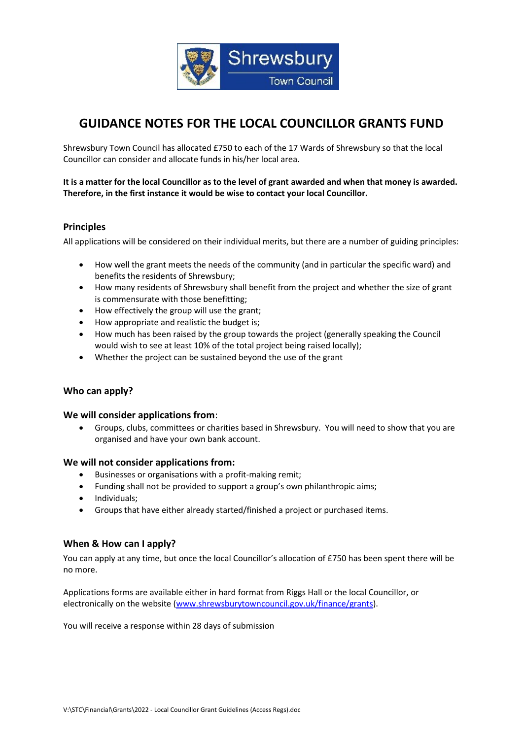Shrewsbury Town Council

# GUIDANCE NOTES FOR THE LOCAL COUNCILLOR GRANTS FUND

Shrewsbury Town Council has allocated £750 to each of the 17 Wards of Shrewsbury so that the local Councillor can consider and allocate funds in his/her local area.

**It is a matter for the local Councillor as to the level of grant awarded and when that money is awarded. Therefore, in the first instance it would be wise to contact your local Councillor.**

## Principles

All applications will be considered on their individual merits, but there are a number of guiding principles:

- How well the grant meets the needs of the community (and in particular the specific ward) and benefits the residents of Shrewsbury;
- How many residents of Shrewsbury shall benefit from the project and whether the size of grant is commensurate with those benefitting;
- How effectively the group will use the grant;
- How appropriate and realistic the budget is;
- How much has been raised by the group towards the project (generally speaking the Council would wish to see at least 10% of the total project being raised locally);
- Whether the project can be sustained beyond the use of the grant

## Who can apply?

### We will consider applications from:

- Groups, clubs, committees or charities based in Shrewsbury. You will need to show that you are organised and have your own bank account.

### We will not consider applications from:

- Businesses or organisations with a profit-making remit;
- Funding shall not be provided to support a group's own philanthropic aims;
- Individuals;
- Groups that have either already started/finished a project or purchased items.

## When & How can I apply?

You can apply at any time, but once the local Councillor's allocation of £750 has been spent there will be no more.

Applications forms are available either in hard format from Riggs Hall or the local Councillor, or electronically on the website ([www.shrewsburytowncouncil.gov.uk/finance/grants](www.shrewsburytowncouncil.gov.uk/finance/grants)).

You will receive a response within 28 days of submission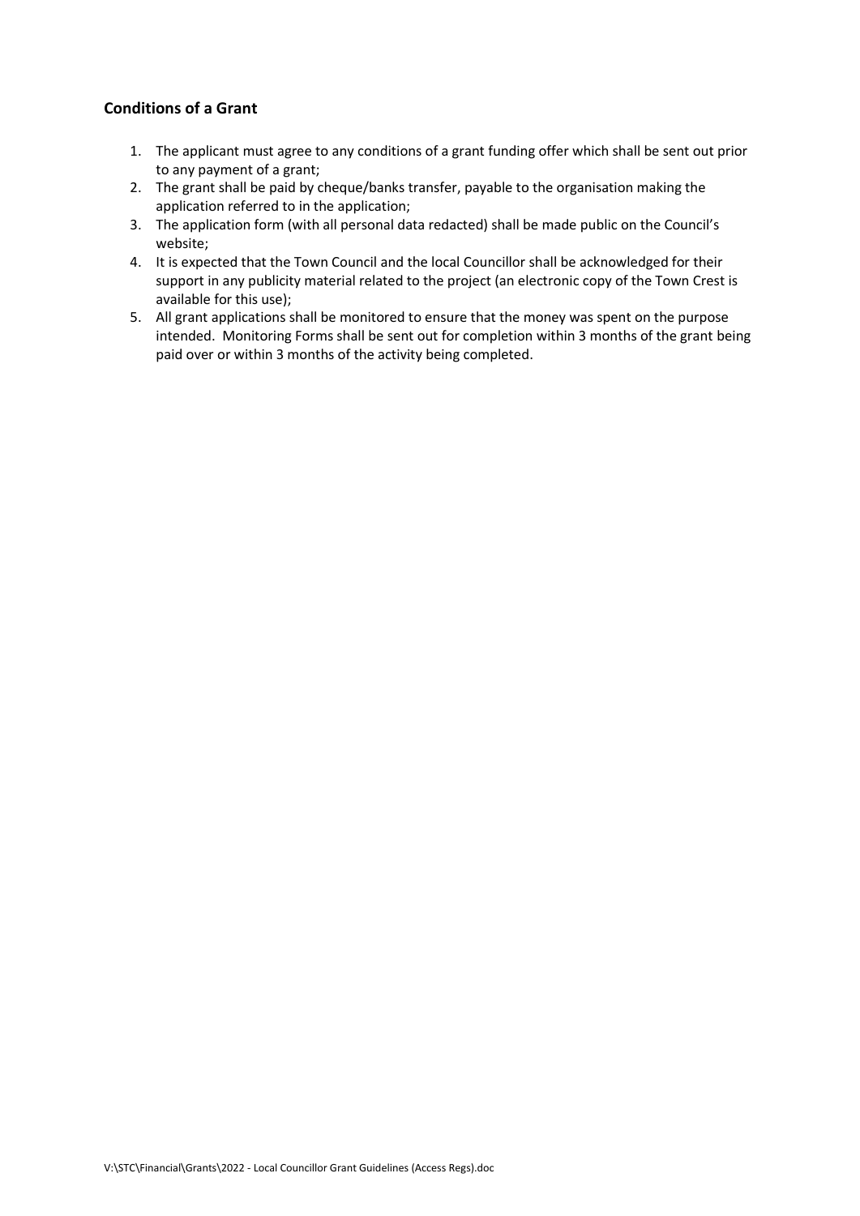## Conditions of a Grant

1. The applicant must agree to any conditions of a grant funding offer which shall be sent out prior to any payment of a grant;
2. The grant shall be paid by cheque/banks transfer, payable to the organisation making the application referred to in the application;
3. The application form (with all personal data redacted) shall be made public on the Council's website;
4. It is expected that the Town Council and the local Councillor shall be acknowledged for their support in any publicity material related to the project (an electronic copy of the Town Crest is available for this use);
5. All grant applications shall be monitored to ensure that the money was spent on the purpose intended. Monitoring Forms shall be sent out for completion within 3 months of the grant being paid over or within 3 months of the activity being completed.